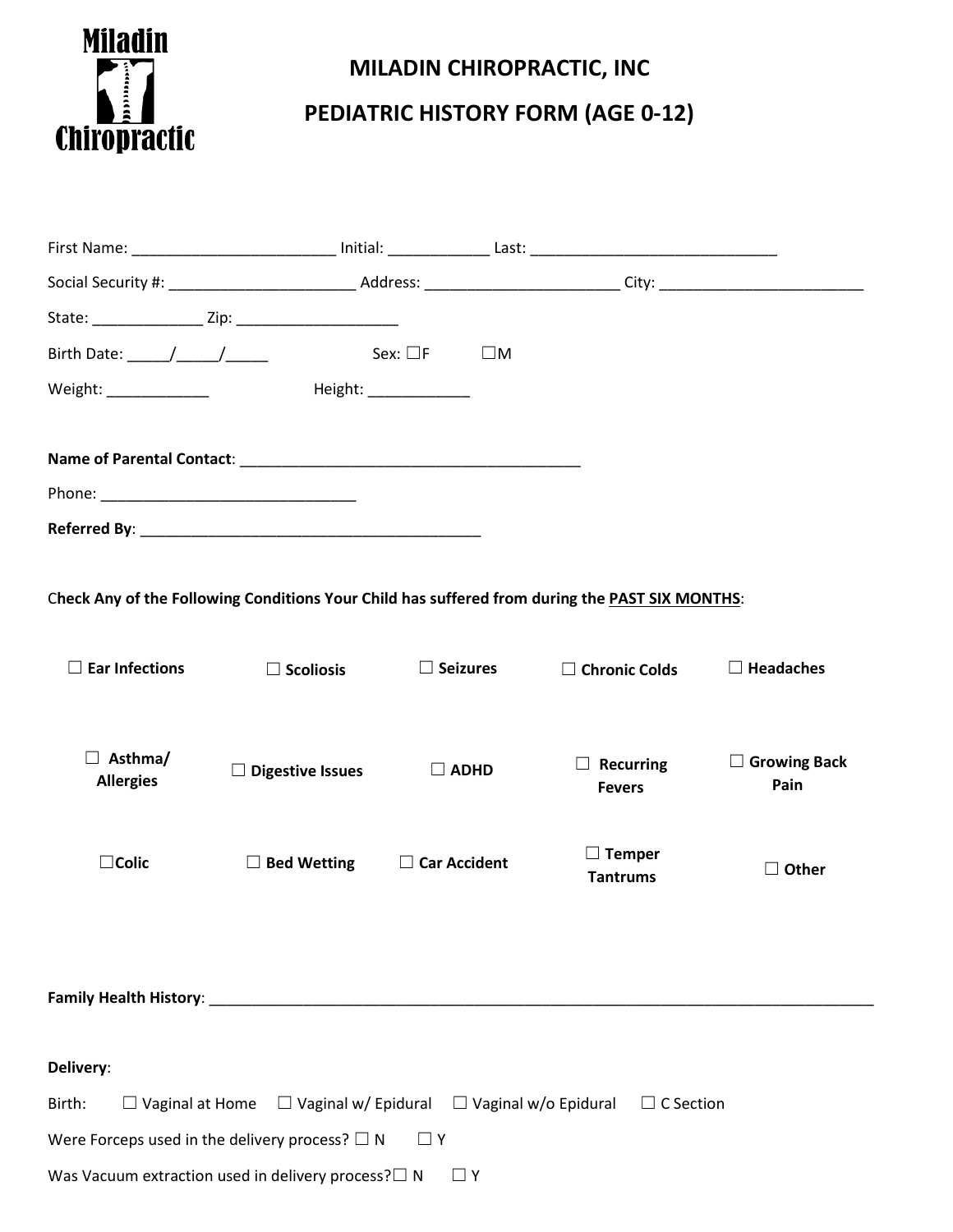Miladin Chiropractic

# MILADIN CHIROPRACTIC, INC

## PEDIATRIC HISTORY FORM (AGE 0-12)

First Name: ________________________ Initial: ___________ Last: _____________________________

Social Security #: ______________________ Address: _______________________ City: ________________________

State: _____________ Zip: ___________________

Birth Date: _____/_____/_____ Sex: ☐F ☐M

Weight: ____________ Height: ____________

**Name of Parental Contact**: _______________________________________

Phone: ______________________________

**Referred By**: ________________________________________

C**heck Any of the Following Conditions Your Child has suffered from during the PAST SIX MONTHS**:

| | | | | |
|---|---|---|---|---|
| ☐ **Ear Infections** | ☐ **Scoliosis** | ☐ **Seizures** | ☐ **Chronic Colds** | ☐ **Headaches** |
| ☐ **Asthma/ Allergies** | ☐ **Digestive Issues** | ☐ **ADHD** | ☐ **Recurring Fevers** | ☐ **Growing Back Pain** |
| ☐**Colic** | ☐ **Bed Wetting** | ☐ **Car Accident** | ☐ **Temper Tantrums** | ☐ **Other** |

**Family Health History**: ________________________________________________________________________________

**Delivery**:

Birth: ☐ Vaginal at Home ☐ Vaginal w/ Epidural ☐ Vaginal w/o Epidural ☐ C Section

Were Forceps used in the delivery process? ☐ N ☐ Y

Was Vacuum extraction used in delivery process?☐ N ☐ Y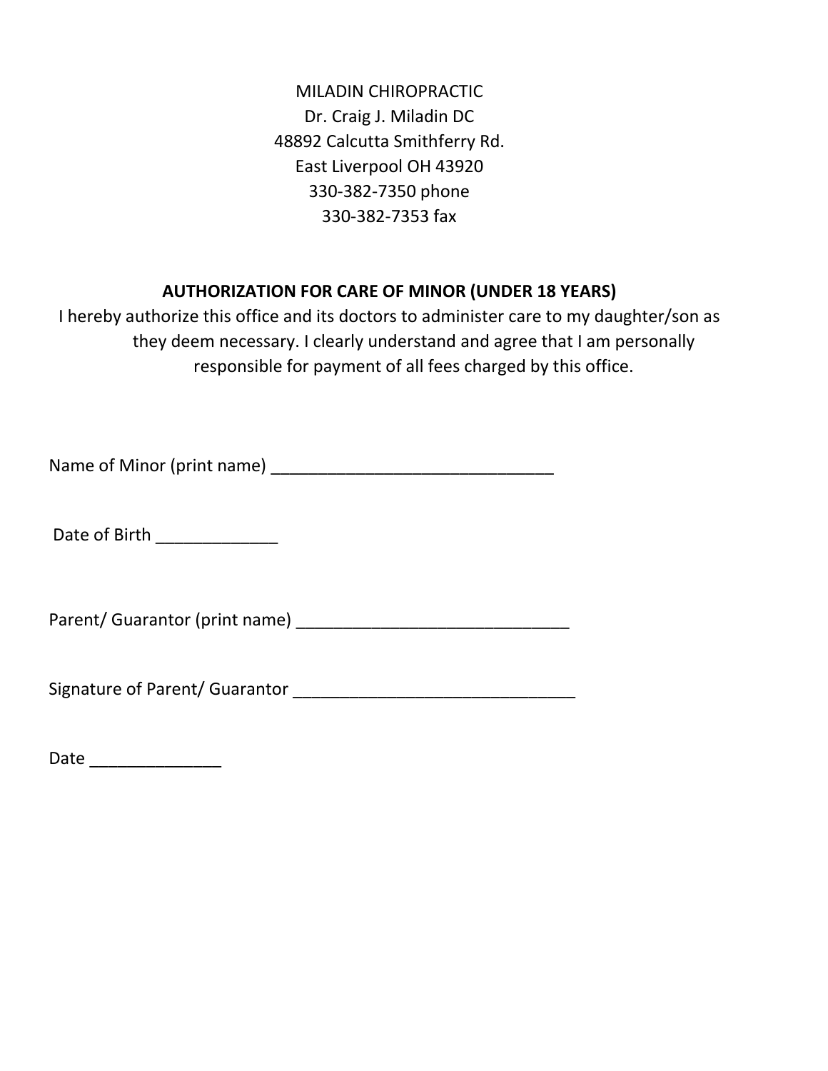MILADIN CHIROPRACTIC
Dr. Craig J. Miladin DC
48892 Calcutta Smithferry Rd.
East Liverpool OH 43920
330-382-7350 phone
330-382-7353 fax

**AUTHORIZATION FOR CARE OF MINOR (UNDER 18 YEARS)**

I hereby authorize this office and its doctors to administer care to my daughter/son as they deem necessary. I clearly understand and agree that I am personally responsible for payment of all fees charged by this office.

Name of Minor (print name) ______________________________

Date of Birth _____________

Parent/ Guarantor (print name) ______________________________

Signature of Parent/ Guarantor ______________________________

Date ______________